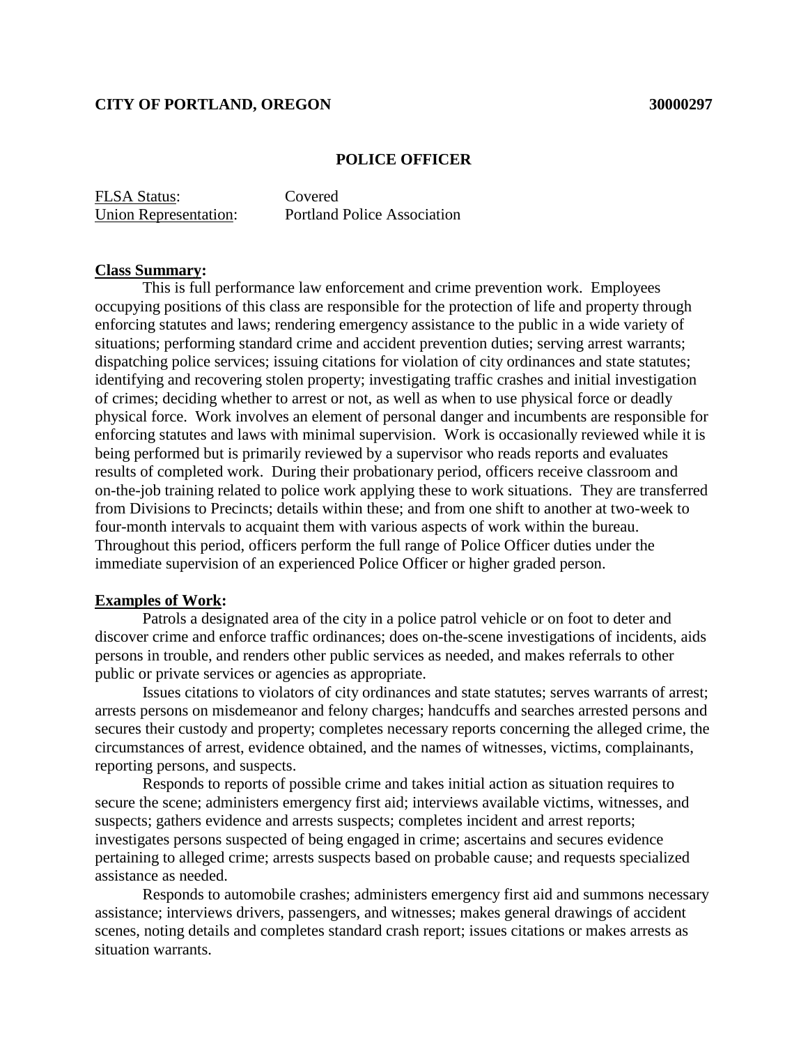**CITY OF PORTLAND, OREGON** **30000297**

# POLICE OFFICER

<u>FLSA Status</u>: Covered
<u>Union Representation</u>: Portland Police Association

## Class Summary:

This is full performance law enforcement and crime prevention work. Employees occupying positions of this class are responsible for the protection of life and property through enforcing statutes and laws; rendering emergency assistance to the public in a wide variety of situations; performing standard crime and accident prevention duties; serving arrest warrants; dispatching police services; issuing citations for violation of city ordinances and state statutes; identifying and recovering stolen property; investigating traffic crashes and initial investigation of crimes; deciding whether to arrest or not, as well as when to use physical force or deadly physical force. Work involves an element of personal danger and incumbents are responsible for enforcing statutes and laws with minimal supervision. Work is occasionally reviewed while it is being performed but is primarily reviewed by a supervisor who reads reports and evaluates results of completed work. During their probationary period, officers receive classroom and on-the-job training related to police work applying these to work situations. They are transferred from Divisions to Precincts; details within these; and from one shift to another at two-week to four-month intervals to acquaint them with various aspects of work within the bureau. Throughout this period, officers perform the full range of Police Officer duties under the immediate supervision of an experienced Police Officer or higher graded person.

## Examples of Work:

Patrols a designated area of the city in a police patrol vehicle or on foot to deter and discover crime and enforce traffic ordinances; does on-the-scene investigations of incidents, aids persons in trouble, and renders other public services as needed, and makes referrals to other public or private services or agencies as appropriate.

Issues citations to violators of city ordinances and state statutes; serves warrants of arrest; arrests persons on misdemeanor and felony charges; handcuffs and searches arrested persons and secures their custody and property; completes necessary reports concerning the alleged crime, the circumstances of arrest, evidence obtained, and the names of witnesses, victims, complainants, reporting persons, and suspects.

Responds to reports of possible crime and takes initial action as situation requires to secure the scene; administers emergency first aid; interviews available victims, witnesses, and suspects; gathers evidence and arrests suspects; completes incident and arrest reports; investigates persons suspected of being engaged in crime; ascertains and secures evidence pertaining to alleged crime; arrests suspects based on probable cause; and requests specialized assistance as needed.

Responds to automobile crashes; administers emergency first aid and summons necessary assistance; interviews drivers, passengers, and witnesses; makes general drawings of accident scenes, noting details and completes standard crash report; issues citations or makes arrests as situation warrants.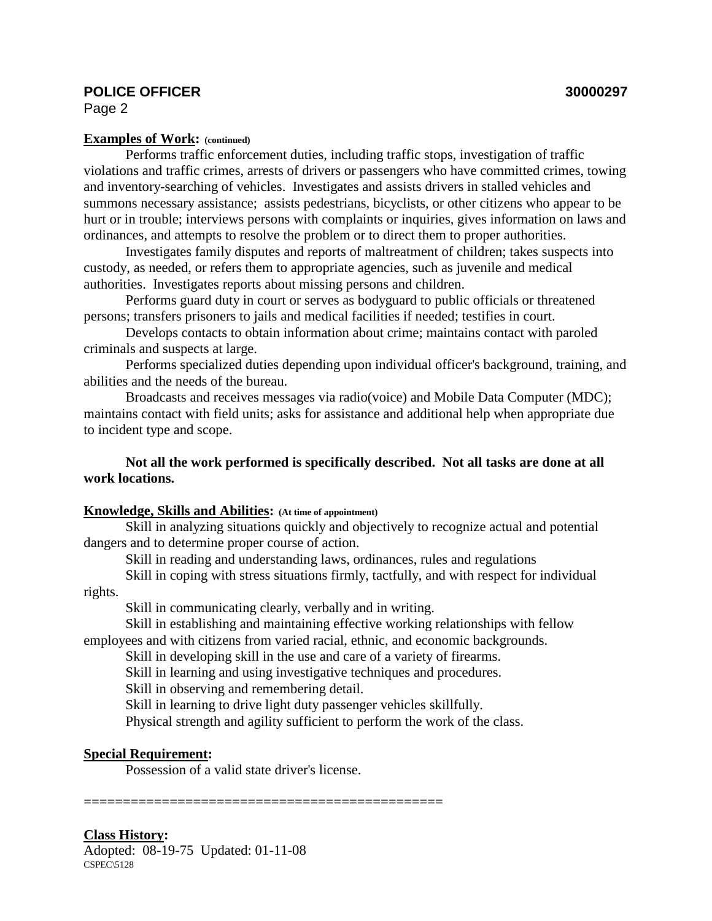**Examples of Work: (continued)**

Performs traffic enforcement duties, including traffic stops, investigation of traffic violations and traffic crimes, arrests of drivers or passengers who have committed crimes, towing and inventory-searching of vehicles. Investigates and assists drivers in stalled vehicles and summons necessary assistance; assists pedestrians, bicyclists, or other citizens who appear to be hurt or in trouble; interviews persons with complaints or inquiries, gives information on laws and ordinances, and attempts to resolve the problem or to direct them to proper authorities.

Investigates family disputes and reports of maltreatment of children; takes suspects into custody, as needed, or refers them to appropriate agencies, such as juvenile and medical authorities. Investigates reports about missing persons and children.

Performs guard duty in court or serves as bodyguard to public officials or threatened persons; transfers prisoners to jails and medical facilities if needed; testifies in court.

Develops contacts to obtain information about crime; maintains contact with paroled criminals and suspects at large.

Performs specialized duties depending upon individual officer's background, training, and abilities and the needs of the bureau.

Broadcasts and receives messages via radio(voice) and Mobile Data Computer (MDC); maintains contact with field units; asks for assistance and additional help when appropriate due to incident type and scope.

**Not all the work performed is specifically described. Not all tasks are done at all work locations.**

**Knowledge, Skills and Abilities: (At time of appointment)**

Skill in analyzing situations quickly and objectively to recognize actual and potential dangers and to determine proper course of action.

Skill in reading and understanding laws, ordinances, rules and regulations

Skill in coping with stress situations firmly, tactfully, and with respect for individual rights.

Skill in communicating clearly, verbally and in writing.

Skill in establishing and maintaining effective working relationships with fellow employees and with citizens from varied racial, ethnic, and economic backgrounds.

Skill in developing skill in the use and care of a variety of firearms.

Skill in learning and using investigative techniques and procedures.

Skill in observing and remembering detail.

Skill in learning to drive light duty passenger vehicles skillfully.

Physical strength and agility sufficient to perform the work of the class.

**Special Requirement:**

Possession of a valid state driver's license.

=============================================

**Class History:**

Adopted: 08-19-75 Updated: 01-11-08

CSPEC\5128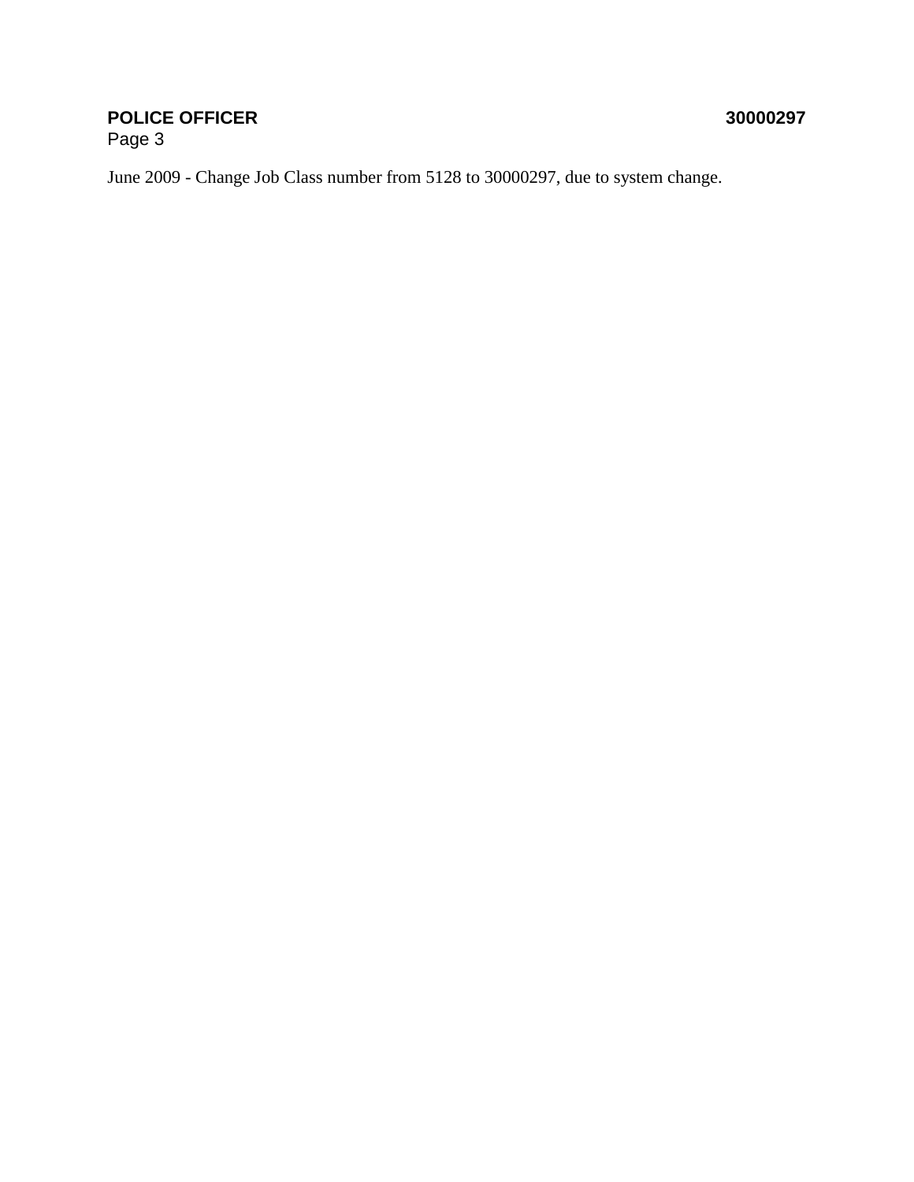June 2009 - Change Job Class number from 5128 to 30000297, due to system change.